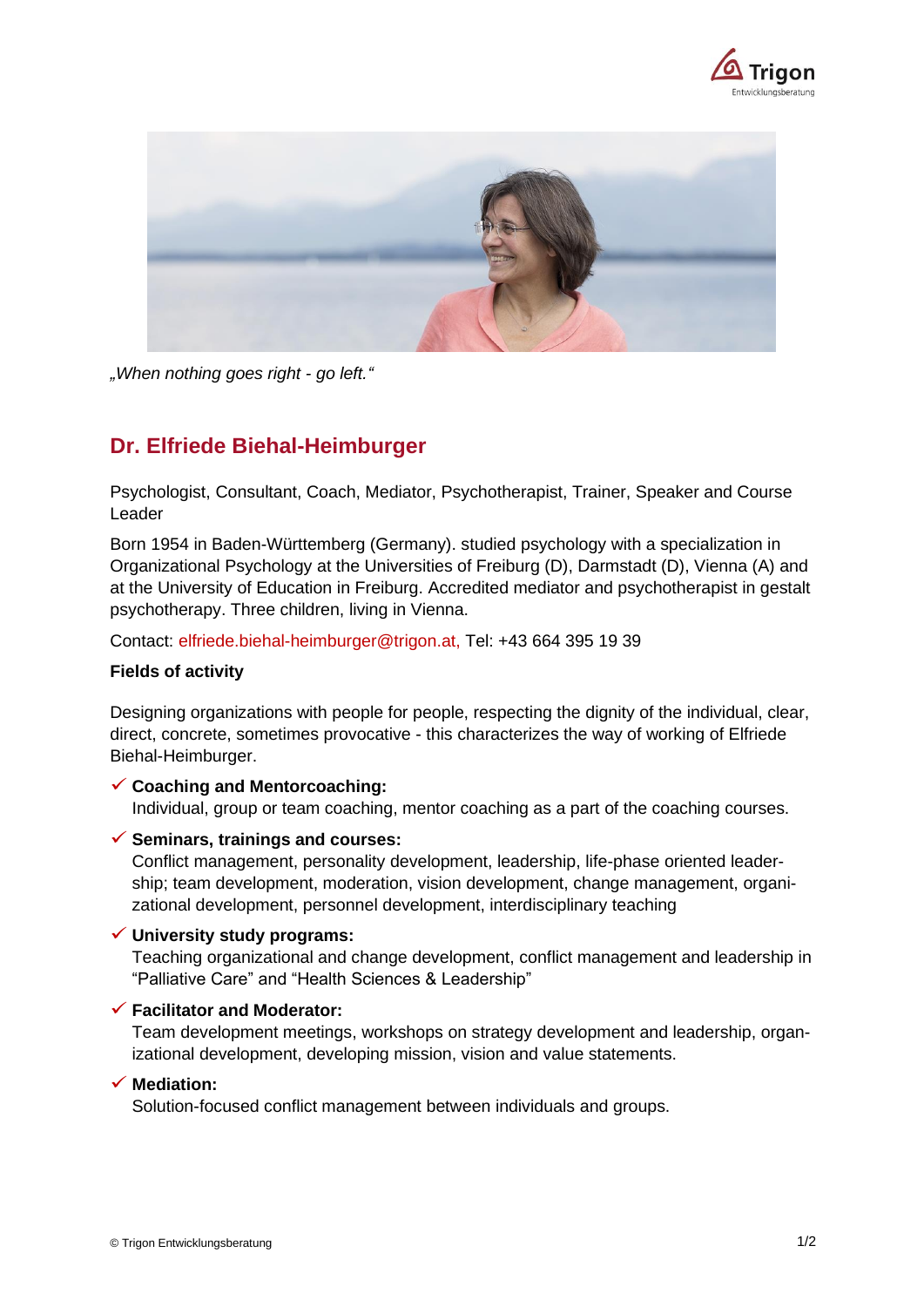*„When nothing goes right - go left."*

## Dr. Elfriede Biehal-Heimburger

Psychologist, Consultant, Coach, Mediator, Psychotherapist, Trainer, Speaker and Course Leader

Born 1954 in Baden-Württemberg (Germany). studied psychology with a specialization in Organizational Psychology at the Universities of Freiburg (D), Darmstadt (D), Vienna (A) and at the University of Education in Freiburg. Accredited mediator and psychotherapist in gestalt psychotherapy. Three children, living in Vienna.

Contact: elfriede.biehal-heimburger@trigon.at, Tel: +43 664 395 19 39

**Fields of activity**

Designing organizations with people for people, respecting the dignity of the individual, clear, direct, concrete, sometimes provocative - this characterizes the way of working of Elfriede Biehal-Heimburger.

- ✓ **Coaching and Mentorcoaching:**
  Individual, group or team coaching, mentor coaching as a part of the coaching courses.
- ✓ **Seminars, trainings and courses:**
  Conflict management, personality development, leadership, life-phase oriented leadership; team development, moderation, vision development, change management, organizational development, personnel development, interdisciplinary teaching
- ✓ **University study programs:**
  Teaching organizational and change development, conflict management and leadership in "Palliative Care" and "Health Sciences & Leadership"
- ✓ **Facilitator and Moderator:**
  Team development meetings, workshops on strategy development and leadership, organizational development, developing mission, vision and value statements.
- ✓ **Mediation:**
  Solution-focused conflict management between individuals and groups.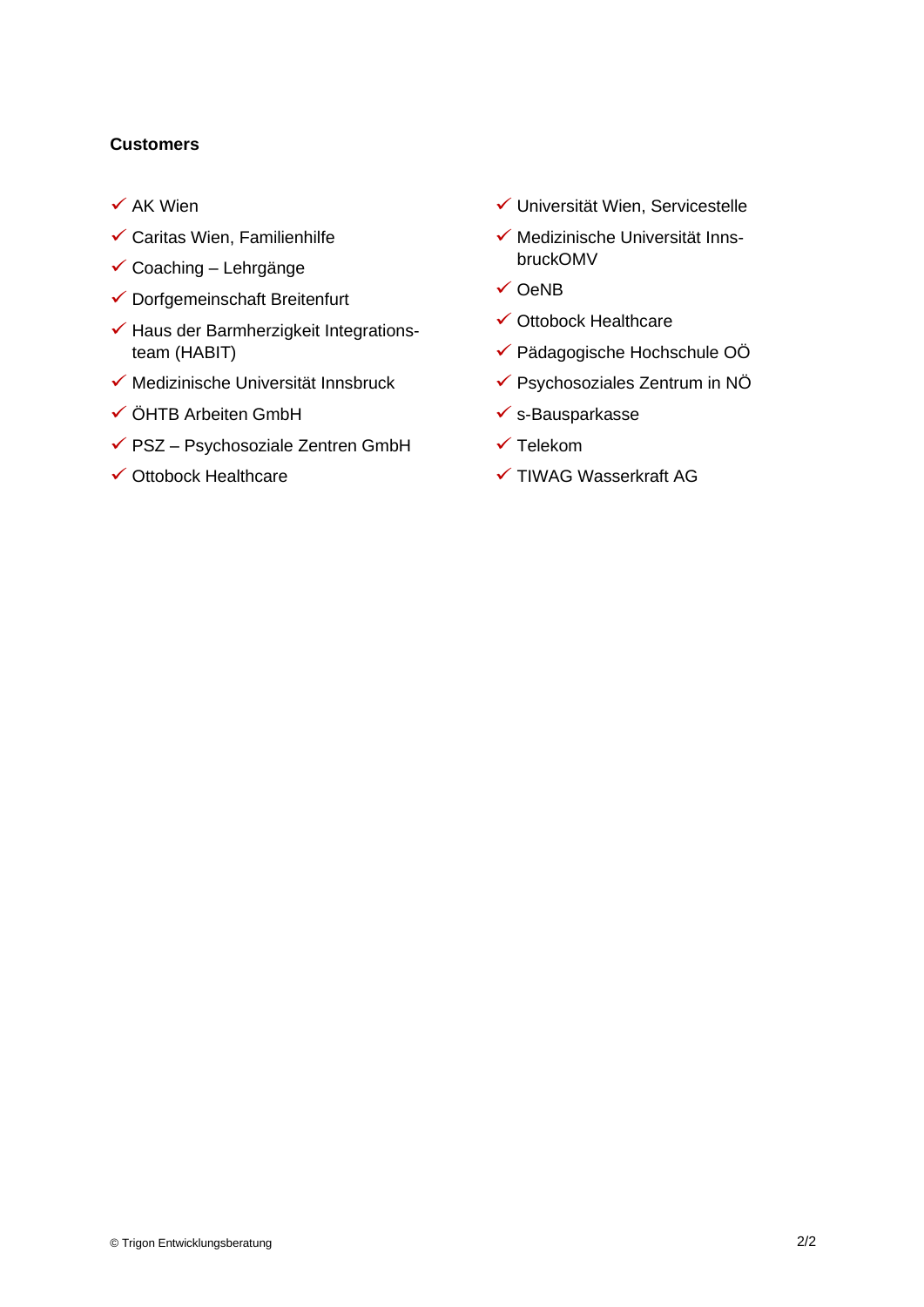**Customers**

- AK Wien
- Caritas Wien, Familienhilfe
- Coaching – Lehrgänge
- Dorfgemeinschaft Breitenfurt
- Haus der Barmherzigkeit Integrations-team (HABIT)
- Medizinische Universität Innsbruck
- ÖHTB Arbeiten GmbH
- PSZ – Psychosoziale Zentren GmbH
- Ottobock Healthcare
- Universität Wien, Servicestelle
- Medizinische Universität Inns-bruckOMV
- OeNB
- Ottobock Healthcare
- Pädagogische Hochschule OÖ
- Psychosoziales Zentrum in NÖ
- s-Bausparkasse
- Telekom
- TIWAG Wasserkraft AG

© Trigon Entwicklungsberatung